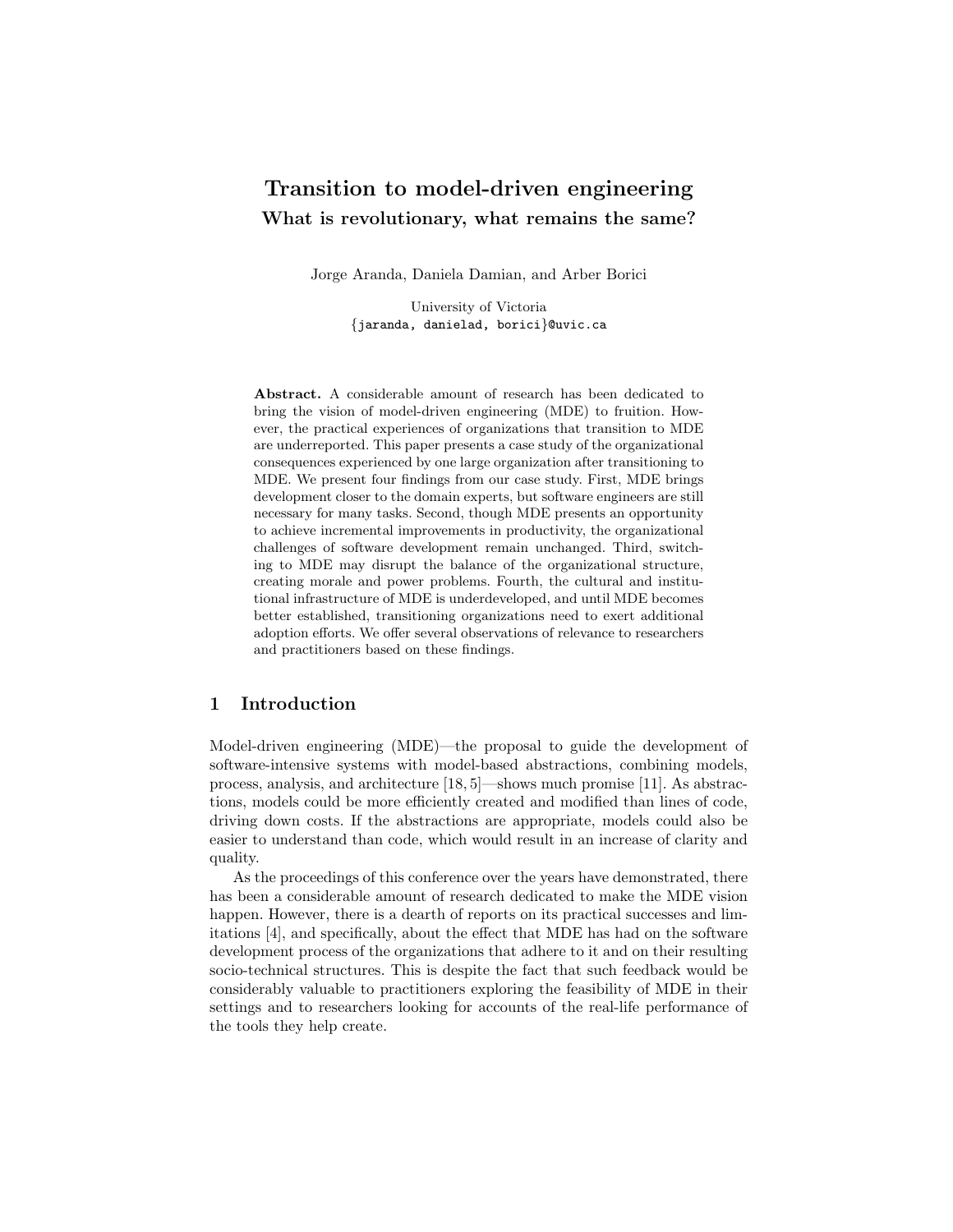# Transition to model-driven engineering

## What is revolutionary, what remains the same?

Jorge Aranda, Daniela Damian, and Arber Borici

University of Victoria
{jaranda, danielad, borici}@uvic.ca

**Abstract.** A considerable amount of research has been dedicated to bring the vision of model-driven engineering (MDE) to fruition. However, the practical experiences of organizations that transition to MDE are underreported. This paper presents a case study of the organizational consequences experienced by one large organization after transitioning to MDE. We present four findings from our case study. First, MDE brings development closer to the domain experts, but software engineers are still necessary for many tasks. Second, though MDE presents an opportunity to achieve incremental improvements in productivity, the organizational challenges of software development remain unchanged. Third, switching to MDE may disrupt the balance of the organizational structure, creating morale and power problems. Fourth, the cultural and institutional infrastructure of MDE is underdeveloped, and until MDE becomes better established, transitioning organizations need to exert additional adoption efforts. We offer several observations of relevance to researchers and practitioners based on these findings.

## 1 Introduction

Model-driven engineering (MDE)—the proposal to guide the development of software-intensive systems with model-based abstractions, combining models, process, analysis, and architecture [18, 5]—shows much promise [11]. As abstractions, models could be more efficiently created and modified than lines of code, driving down costs. If the abstractions are appropriate, models could also be easier to understand than code, which would result in an increase of clarity and quality.

As the proceedings of this conference over the years have demonstrated, there has been a considerable amount of research dedicated to make the MDE vision happen. However, there is a dearth of reports on its practical successes and limitations [4], and specifically, about the effect that MDE has had on the software development process of the organizations that adhere to it and on their resulting socio-technical structures. This is despite the fact that such feedback would be considerably valuable to practitioners exploring the feasibility of MDE in their settings and to researchers looking for accounts of the real-life performance of the tools they help create.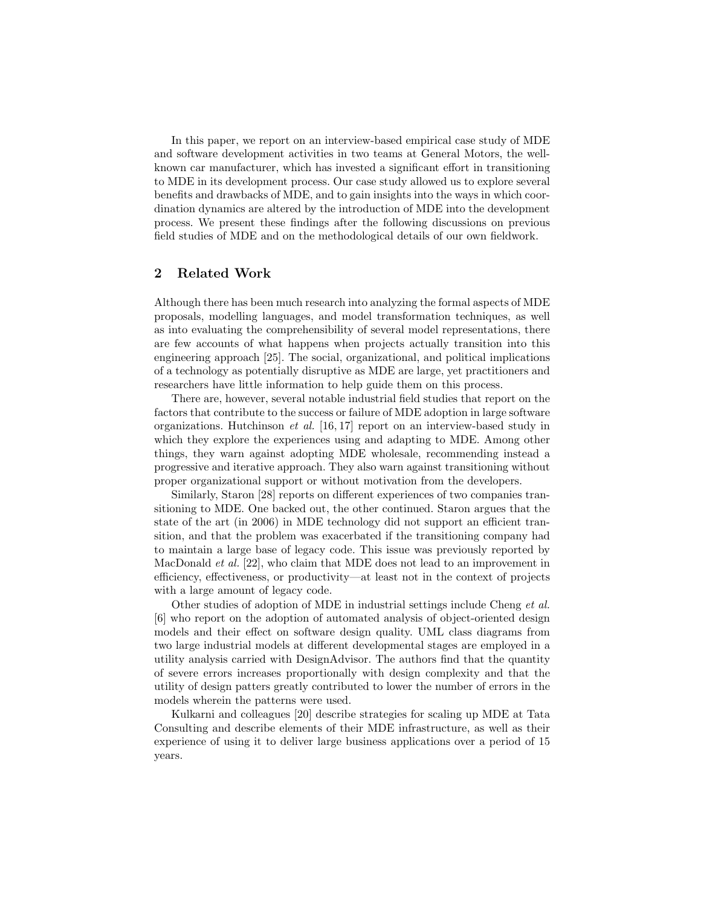In this paper, we report on an interview-based empirical case study of MDE and software development activities in two teams at General Motors, the well-known car manufacturer, which has invested a significant effort in transitioning to MDE in its development process. Our case study allowed us to explore several benefits and drawbacks of MDE, and to gain insights into the ways in which coordination dynamics are altered by the introduction of MDE into the development process. We present these findings after the following discussions on previous field studies of MDE and on the methodological details of our own fieldwork.

## 2 Related Work

Although there has been much research into analyzing the formal aspects of MDE proposals, modelling languages, and model transformation techniques, as well as into evaluating the comprehensibility of several model representations, there are few accounts of what happens when projects actually transition into this engineering approach [25]. The social, organizational, and political implications of a technology as potentially disruptive as MDE are large, yet practitioners and researchers have little information to help guide them on this process.

There are, however, several notable industrial field studies that report on the factors that contribute to the success or failure of MDE adoption in large software organizations. Hutchinson *et al.* [16, 17] report on an interview-based study in which they explore the experiences using and adapting to MDE. Among other things, they warn against adopting MDE wholesale, recommending instead a progressive and iterative approach. They also warn against transitioning without proper organizational support or without motivation from the developers.

Similarly, Staron [28] reports on different experiences of two companies transitioning to MDE. One backed out, the other continued. Staron argues that the state of the art (in 2006) in MDE technology did not support an efficient transition, and that the problem was exacerbated if the transitioning company had to maintain a large base of legacy code. This issue was previously reported by MacDonald *et al.* [22], who claim that MDE does not lead to an improvement in efficiency, effectiveness, or productivity—at least not in the context of projects with a large amount of legacy code.

Other studies of adoption of MDE in industrial settings include Cheng *et al.* [6] who report on the adoption of automated analysis of object-oriented design models and their effect on software design quality. UML class diagrams from two large industrial models at different developmental stages are employed in a utility analysis carried with DesignAdvisor. The authors find that the quantity of severe errors increases proportionally with design complexity and that the utility of design patters greatly contributed to lower the number of errors in the models wherein the patterns were used.

Kulkarni and colleagues [20] describe strategies for scaling up MDE at Tata Consulting and describe elements of their MDE infrastructure, as well as their experience of using it to deliver large business applications over a period of 15 years.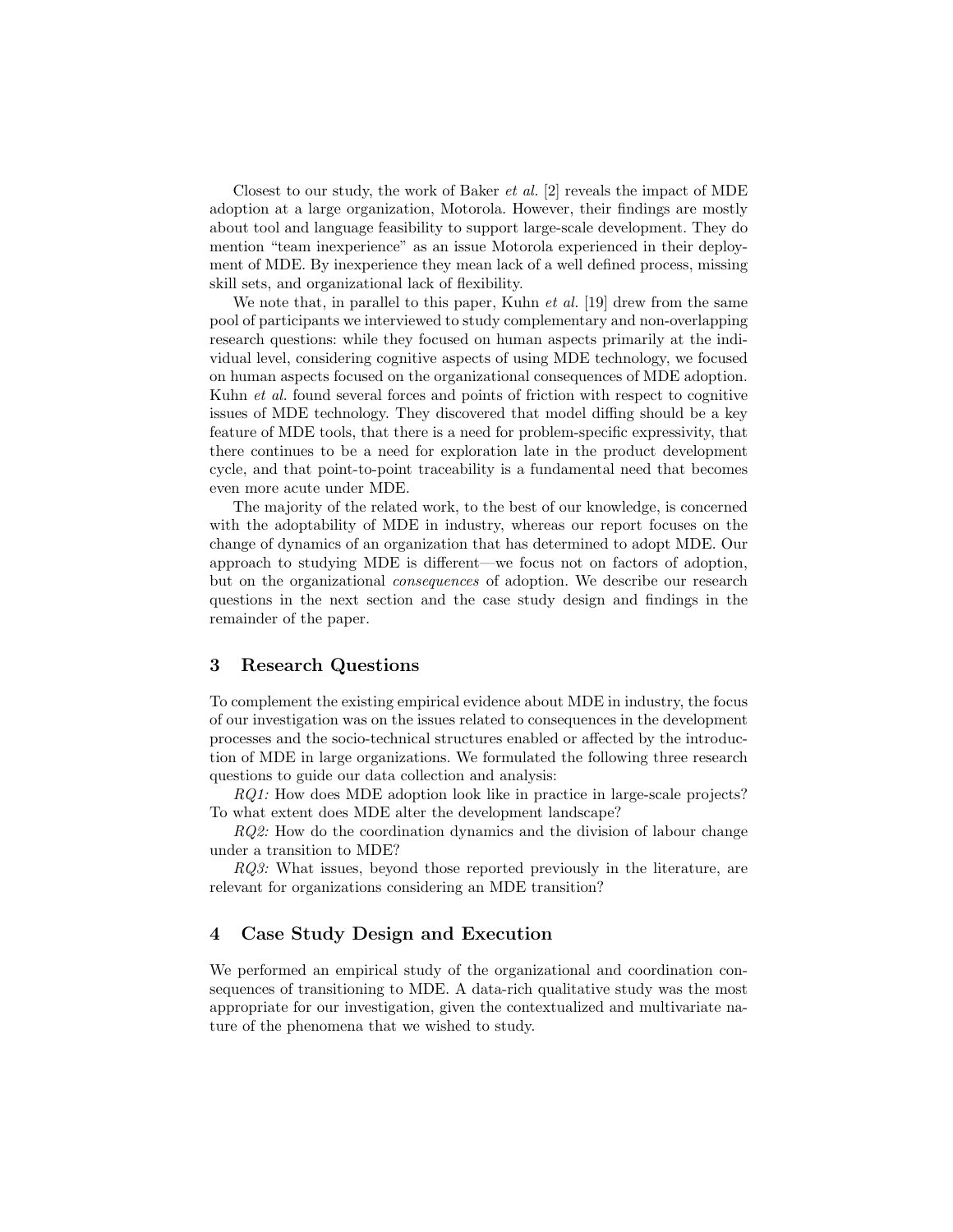Closest to our study, the work of Baker *et al.* [2] reveals the impact of MDE adoption at a large organization, Motorola. However, their findings are mostly about tool and language feasibility to support large-scale development. They do mention "team inexperience" as an issue Motorola experienced in their deployment of MDE. By inexperience they mean lack of a well defined process, missing skill sets, and organizational lack of flexibility.

We note that, in parallel to this paper, Kuhn *et al.* [19] drew from the same pool of participants we interviewed to study complementary and non-overlapping research questions: while they focused on human aspects primarily at the individual level, considering cognitive aspects of using MDE technology, we focused on human aspects focused on the organizational consequences of MDE adoption. Kuhn *et al.* found several forces and points of friction with respect to cognitive issues of MDE technology. They discovered that model diffing should be a key feature of MDE tools, that there is a need for problem-specific expressivity, that there continues to be a need for exploration late in the product development cycle, and that point-to-point traceability is a fundamental need that becomes even more acute under MDE.

The majority of the related work, to the best of our knowledge, is concerned with the adoptability of MDE in industry, whereas our report focuses on the change of dynamics of an organization that has determined to adopt MDE. Our approach to studying MDE is different—we focus not on factors of adoption, but on the organizational *consequences* of adoption. We describe our research questions in the next section and the case study design and findings in the remainder of the paper.

## 3 Research Questions

To complement the existing empirical evidence about MDE in industry, the focus of our investigation was on the issues related to consequences in the development processes and the socio-technical structures enabled or affected by the introduction of MDE in large organizations. We formulated the following three research questions to guide our data collection and analysis:

*RQ1:* How does MDE adoption look like in practice in large-scale projects? To what extent does MDE alter the development landscape?

*RQ2:* How do the coordination dynamics and the division of labour change under a transition to MDE?

*RQ3:* What issues, beyond those reported previously in the literature, are relevant for organizations considering an MDE transition?

## 4 Case Study Design and Execution

We performed an empirical study of the organizational and coordination consequences of transitioning to MDE. A data-rich qualitative study was the most appropriate for our investigation, given the contextualized and multivariate nature of the phenomena that we wished to study.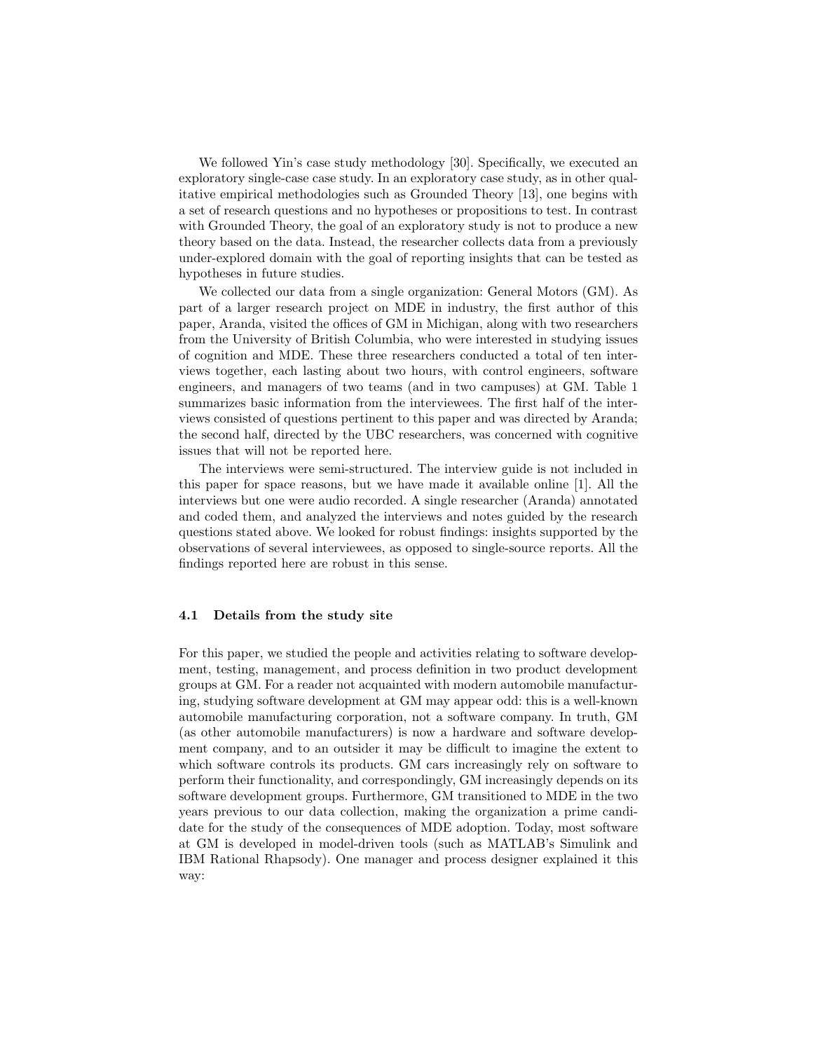We followed Yin's case study methodology [30]. Specifically, we executed an exploratory single-case case study. In an exploratory case study, as in other qualitative empirical methodologies such as Grounded Theory [13], one begins with a set of research questions and no hypotheses or propositions to test. In contrast with Grounded Theory, the goal of an exploratory study is not to produce a new theory based on the data. Instead, the researcher collects data from a previously under-explored domain with the goal of reporting insights that can be tested as hypotheses in future studies.

We collected our data from a single organization: General Motors (GM). As part of a larger research project on MDE in industry, the first author of this paper, Aranda, visited the offices of GM in Michigan, along with two researchers from the University of British Columbia, who were interested in studying issues of cognition and MDE. These three researchers conducted a total of ten interviews together, each lasting about two hours, with control engineers, software engineers, and managers of two teams (and in two campuses) at GM. Table 1 summarizes basic information from the interviewees. The first half of the interviews consisted of questions pertinent to this paper and was directed by Aranda; the second half, directed by the UBC researchers, was concerned with cognitive issues that will not be reported here.

The interviews were semi-structured. The interview guide is not included in this paper for space reasons, but we have made it available online [1]. All the interviews but one were audio recorded. A single researcher (Aranda) annotated and coded them, and analyzed the interviews and notes guided by the research questions stated above. We looked for robust findings: insights supported by the observations of several interviewees, as opposed to single-source reports. All the findings reported here are robust in this sense.

### 4.1 Details from the study site

For this paper, we studied the people and activities relating to software development, testing, management, and process definition in two product development groups at GM. For a reader not acquainted with modern automobile manufacturing, studying software development at GM may appear odd: this is a well-known automobile manufacturing corporation, not a software company. In truth, GM (as other automobile manufacturers) is now a hardware and software development company, and to an outsider it may be difficult to imagine the extent to which software controls its products. GM cars increasingly rely on software to perform their functionality, and correspondingly, GM increasingly depends on its software development groups. Furthermore, GM transitioned to MDE in the two years previous to our data collection, making the organization a prime candidate for the study of the consequences of MDE adoption. Today, most software at GM is developed in model-driven tools (such as MATLAB's Simulink and IBM Rational Rhapsody). One manager and process designer explained it this way: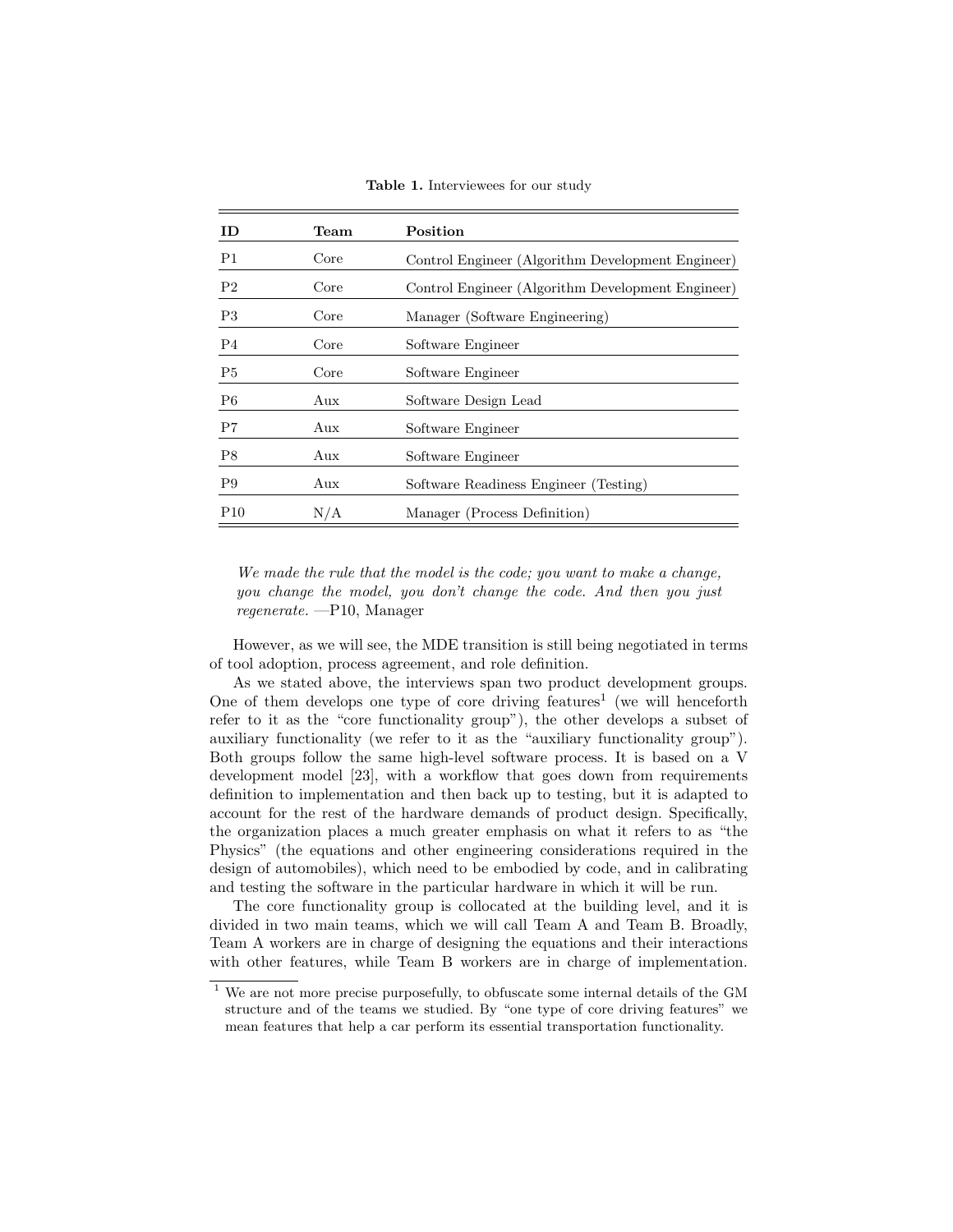**Table 1.** Interviewees for our study

| ID | Team | Position |
|---|---|---|
| P1 | Core | Control Engineer (Algorithm Development Engineer) |
| P2 | Core | Control Engineer (Algorithm Development Engineer) |
| P3 | Core | Manager (Software Engineering) |
| P4 | Core | Software Engineer |
| P5 | Core | Software Engineer |
| P6 | Aux | Software Design Lead |
| P7 | Aux | Software Engineer |
| P8 | Aux | Software Engineer |
| P9 | Aux | Software Readiness Engineer (Testing) |
| P10 | N/A | Manager (Process Definition) |

> *We made the rule that the model is the code; you want to make a change, you change the model, you don't change the code. And then you just regenerate.* —P10, Manager

However, as we will see, the MDE transition is still being negotiated in terms of tool adoption, process agreement, and role definition.

As we stated above, the interviews span two product development groups. One of them develops one type of core driving features[1] (we will henceforth refer to it as the "core functionality group"), the other develops a subset of auxiliary functionality (we refer to it as the "auxiliary functionality group"). Both groups follow the same high-level software process. It is based on a V development model [23], with a workflow that goes down from requirements definition to implementation and then back up to testing, but it is adapted to account for the rest of the hardware demands of product design. Specifically, the organization places a much greater emphasis on what it refers to as "the Physics" (the equations and other engineering considerations required in the design of automobiles), which need to be embodied by code, and in calibrating and testing the software in the particular hardware in which it will be run.

The core functionality group is collocated at the building level, and it is divided in two main teams, which we will call Team A and Team B. Broadly, Team A workers are in charge of designing the equations and their interactions with other features, while Team B workers are in charge of implementation.

[1] We are not more precise purposefully, to obfuscate some internal details of the GM structure and of the teams we studied. By "one type of core driving features" we mean features that help a car perform its essential transportation functionality.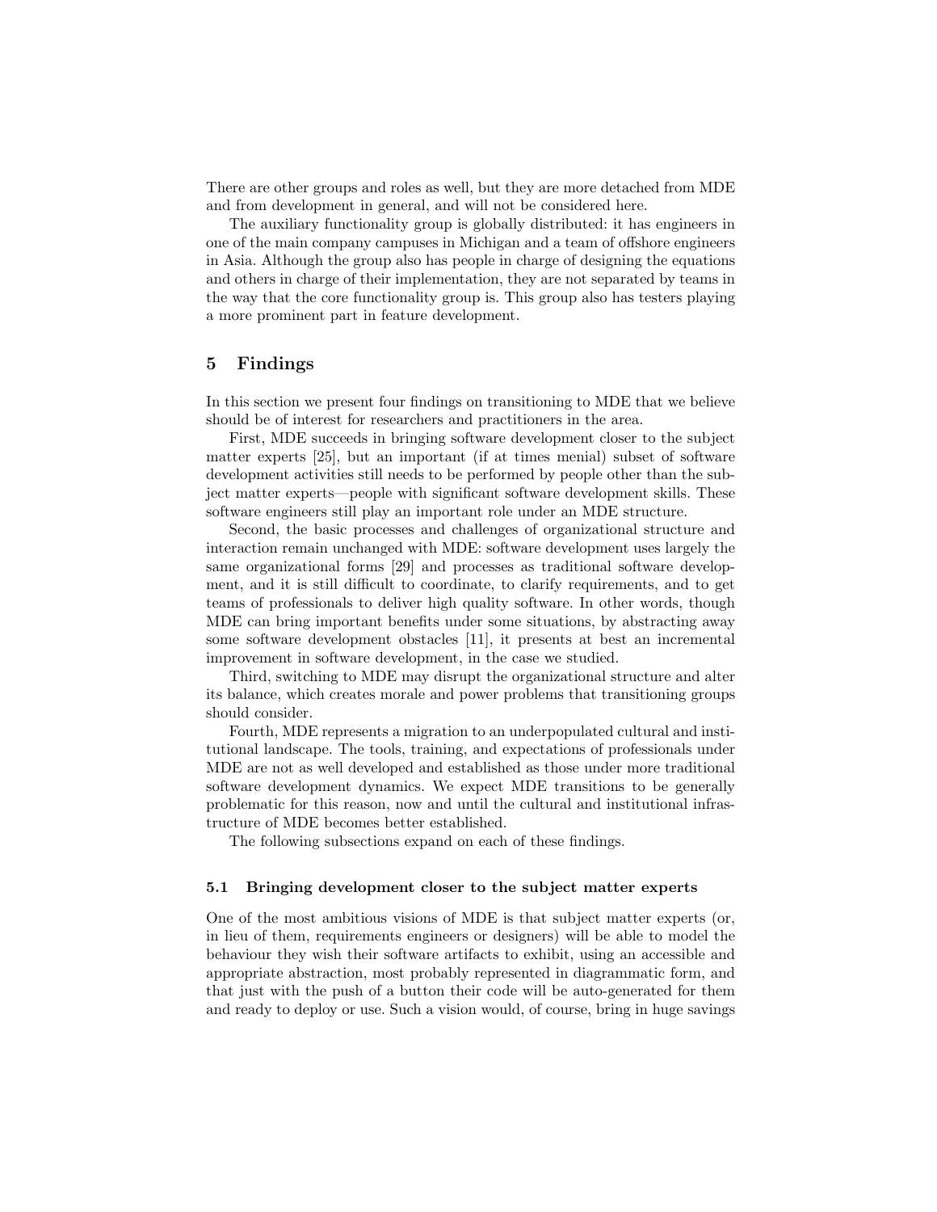There are other groups and roles as well, but they are more detached from MDE and from development in general, and will not be considered here.

The auxiliary functionality group is globally distributed: it has engineers in one of the main company campuses in Michigan and a team of offshore engineers in Asia. Although the group also has people in charge of designing the equations and others in charge of their implementation, they are not separated by teams in the way that the core functionality group is. This group also has testers playing a more prominent part in feature development.

## 5 Findings

In this section we present four findings on transitioning to MDE that we believe should be of interest for researchers and practitioners in the area.

First, MDE succeeds in bringing software development closer to the subject matter experts [25], but an important (if at times menial) subset of software development activities still needs to be performed by people other than the subject matter experts—people with significant software development skills. These software engineers still play an important role under an MDE structure.

Second, the basic processes and challenges of organizational structure and interaction remain unchanged with MDE: software development uses largely the same organizational forms [29] and processes as traditional software development, and it is still difficult to coordinate, to clarify requirements, and to get teams of professionals to deliver high quality software. In other words, though MDE can bring important benefits under some situations, by abstracting away some software development obstacles [11], it presents at best an incremental improvement in software development, in the case we studied.

Third, switching to MDE may disrupt the organizational structure and alter its balance, which creates morale and power problems that transitioning groups should consider.

Fourth, MDE represents a migration to an underpopulated cultural and institutional landscape. The tools, training, and expectations of professionals under MDE are not as well developed and established as those under more traditional software development dynamics. We expect MDE transitions to be generally problematic for this reason, now and until the cultural and institutional infrastructure of MDE becomes better established.

The following subsections expand on each of these findings.

### 5.1 Bringing development closer to the subject matter experts

One of the most ambitious visions of MDE is that subject matter experts (or, in lieu of them, requirements engineers or designers) will be able to model the behaviour they wish their software artifacts to exhibit, using an accessible and appropriate abstraction, most probably represented in diagrammatic form, and that just with the push of a button their code will be auto-generated for them and ready to deploy or use. Such a vision would, of course, bring in huge savings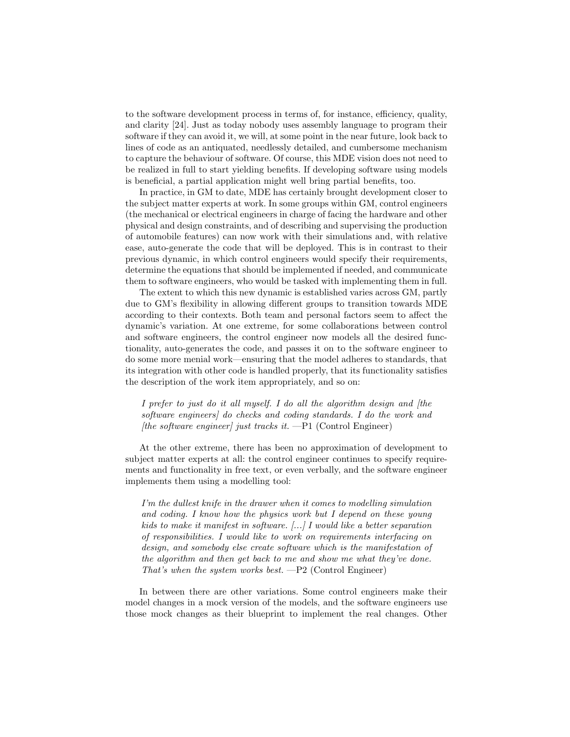to the software development process in terms of, for instance, efficiency, quality, and clarity [24]. Just as today nobody uses assembly language to program their software if they can avoid it, we will, at some point in the near future, look back to lines of code as an antiquated, needlessly detailed, and cumbersome mechanism to capture the behaviour of software. Of course, this MDE vision does not need to be realized in full to start yielding benefits. If developing software using models is beneficial, a partial application might well bring partial benefits, too.

In practice, in GM to date, MDE has certainly brought development closer to the subject matter experts at work. In some groups within GM, control engineers (the mechanical or electrical engineers in charge of facing the hardware and other physical and design constraints, and of describing and supervising the production of automobile features) can now work with their simulations and, with relative ease, auto-generate the code that will be deployed. This is in contrast to their previous dynamic, in which control engineers would specify their requirements, determine the equations that should be implemented if needed, and communicate them to software engineers, who would be tasked with implementing them in full.

The extent to which this new dynamic is established varies across GM, partly due to GM's flexibility in allowing different groups to transition towards MDE according to their contexts. Both team and personal factors seem to affect the dynamic's variation. At one extreme, for some collaborations between control and software engineers, the control engineer now models all the desired functionality, auto-generates the code, and passes it on to the software engineer to do some more menial work—ensuring that the model adheres to standards, that its integration with other code is handled properly, that its functionality satisfies the description of the work item appropriately, and so on:

> *I prefer to just do it all myself. I do all the algorithm design and [the software engineers] do checks and coding standards. I do the work and [the software engineer] just tracks it.* —P1 (Control Engineer)

At the other extreme, there has been no approximation of development to subject matter experts at all: the control engineer continues to specify requirements and functionality in free text, or even verbally, and the software engineer implements them using a modelling tool:

> *I'm the dullest knife in the drawer when it comes to modelling simulation and coding. I know how the physics work but I depend on these young kids to make it manifest in software. [...] I would like a better separation of responsibilities. I would like to work on requirements interfacing on design, and somebody else create software which is the manifestation of the algorithm and then get back to me and show me what they've done. That's when the system works best.* —P2 (Control Engineer)

In between there are other variations. Some control engineers make their model changes in a mock version of the models, and the software engineers use those mock changes as their blueprint to implement the real changes. Other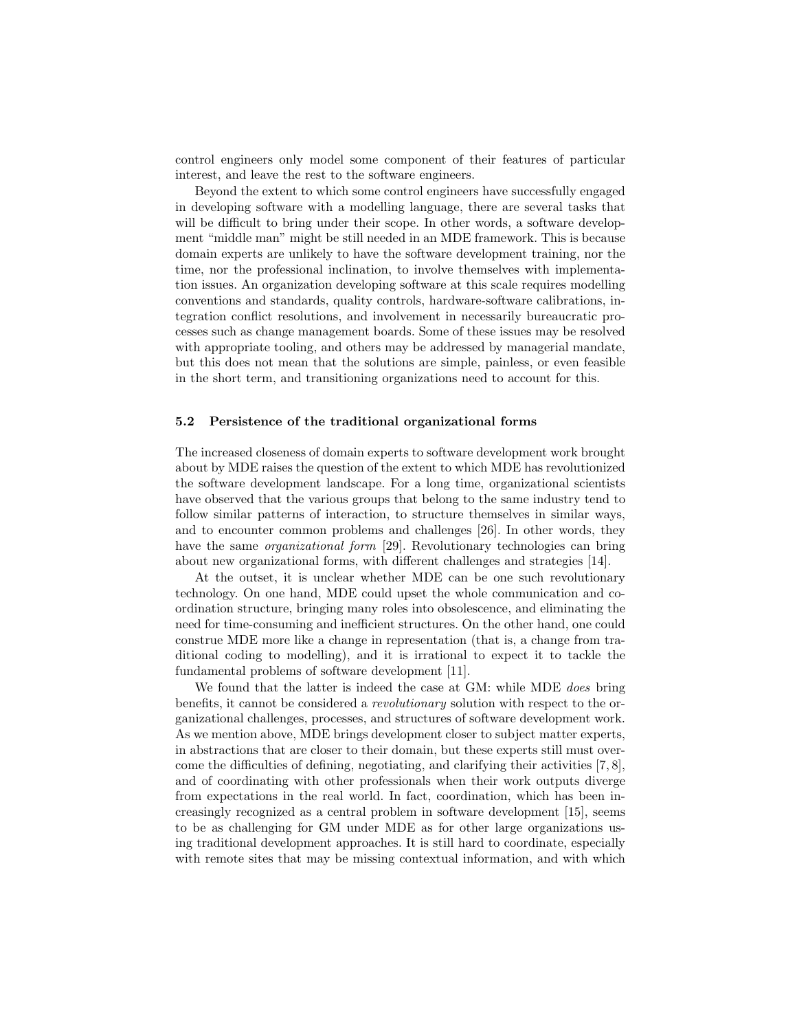control engineers only model some component of their features of particular interest, and leave the rest to the software engineers.

Beyond the extent to which some control engineers have successfully engaged in developing software with a modelling language, there are several tasks that will be difficult to bring under their scope. In other words, a software development "middle man" might be still needed in an MDE framework. This is because domain experts are unlikely to have the software development training, nor the time, nor the professional inclination, to involve themselves with implementation issues. An organization developing software at this scale requires modelling conventions and standards, quality controls, hardware-software calibrations, integration conflict resolutions, and involvement in necessarily bureaucratic processes such as change management boards. Some of these issues may be resolved with appropriate tooling, and others may be addressed by managerial mandate, but this does not mean that the solutions are simple, painless, or even feasible in the short term, and transitioning organizations need to account for this.

### 5.2 Persistence of the traditional organizational forms

The increased closeness of domain experts to software development work brought about by MDE raises the question of the extent to which MDE has revolutionized the software development landscape. For a long time, organizational scientists have observed that the various groups that belong to the same industry tend to follow similar patterns of interaction, to structure themselves in similar ways, and to encounter common problems and challenges [26]. In other words, they have the same *organizational form* [29]. Revolutionary technologies can bring about new organizational forms, with different challenges and strategies [14].

At the outset, it is unclear whether MDE can be one such revolutionary technology. On one hand, MDE could upset the whole communication and coordination structure, bringing many roles into obsolescence, and eliminating the need for time-consuming and inefficient structures. On the other hand, one could construe MDE more like a change in representation (that is, a change from traditional coding to modelling), and it is irrational to expect it to tackle the fundamental problems of software development [11].

We found that the latter is indeed the case at GM: while MDE *does* bring benefits, it cannot be considered a *revolutionary* solution with respect to the organizational challenges, processes, and structures of software development work. As we mention above, MDE brings development closer to subject matter experts, in abstractions that are closer to their domain, but these experts still must overcome the difficulties of defining, negotiating, and clarifying their activities [7, 8], and of coordinating with other professionals when their work outputs diverge from expectations in the real world. In fact, coordination, which has been increasingly recognized as a central problem in software development [15], seems to be as challenging for GM under MDE as for other large organizations using traditional development approaches. It is still hard to coordinate, especially with remote sites that may be missing contextual information, and with which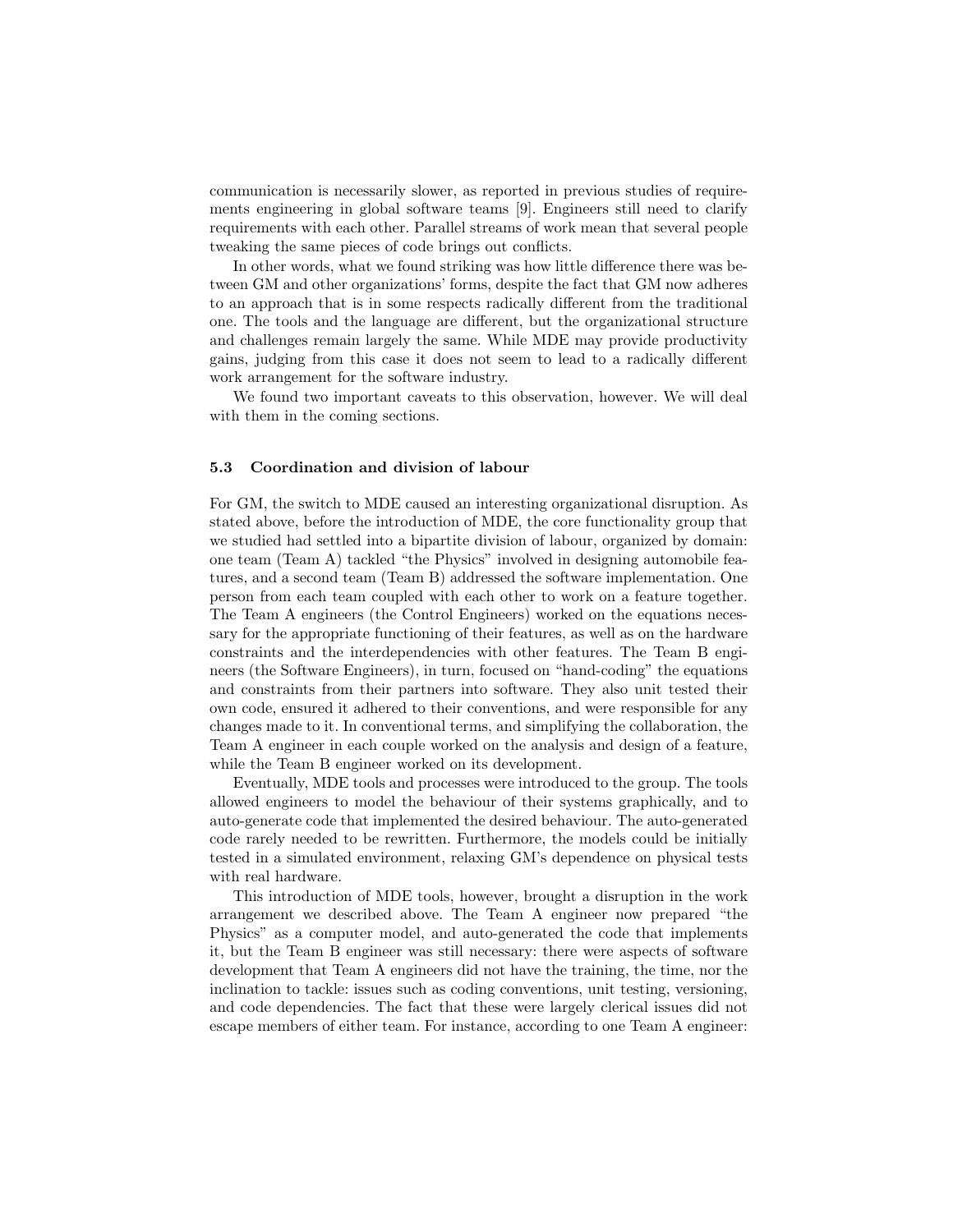communication is necessarily slower, as reported in previous studies of requirements engineering in global software teams [9]. Engineers still need to clarify requirements with each other. Parallel streams of work mean that several people tweaking the same pieces of code brings out conflicts.

In other words, what we found striking was how little difference there was between GM and other organizations' forms, despite the fact that GM now adheres to an approach that is in some respects radically different from the traditional one. The tools and the language are different, but the organizational structure and challenges remain largely the same. While MDE may provide productivity gains, judging from this case it does not seem to lead to a radically different work arrangement for the software industry.

We found two important caveats to this observation, however. We will deal with them in the coming sections.

### 5.3 Coordination and division of labour

For GM, the switch to MDE caused an interesting organizational disruption. As stated above, before the introduction of MDE, the core functionality group that we studied had settled into a bipartite division of labour, organized by domain: one team (Team A) tackled "the Physics" involved in designing automobile features, and a second team (Team B) addressed the software implementation. One person from each team coupled with each other to work on a feature together. The Team A engineers (the Control Engineers) worked on the equations necessary for the appropriate functioning of their features, as well as on the hardware constraints and the interdependencies with other features. The Team B engineers (the Software Engineers), in turn, focused on "hand-coding" the equations and constraints from their partners into software. They also unit tested their own code, ensured it adhered to their conventions, and were responsible for any changes made to it. In conventional terms, and simplifying the collaboration, the Team A engineer in each couple worked on the analysis and design of a feature, while the Team B engineer worked on its development.

Eventually, MDE tools and processes were introduced to the group. The tools allowed engineers to model the behaviour of their systems graphically, and to auto-generate code that implemented the desired behaviour. The auto-generated code rarely needed to be rewritten. Furthermore, the models could be initially tested in a simulated environment, relaxing GM's dependence on physical tests with real hardware.

This introduction of MDE tools, however, brought a disruption in the work arrangement we described above. The Team A engineer now prepared "the Physics" as a computer model, and auto-generated the code that implements it, but the Team B engineer was still necessary: there were aspects of software development that Team A engineers did not have the training, the time, nor the inclination to tackle: issues such as coding conventions, unit testing, versioning, and code dependencies. The fact that these were largely clerical issues did not escape members of either team. For instance, according to one Team A engineer: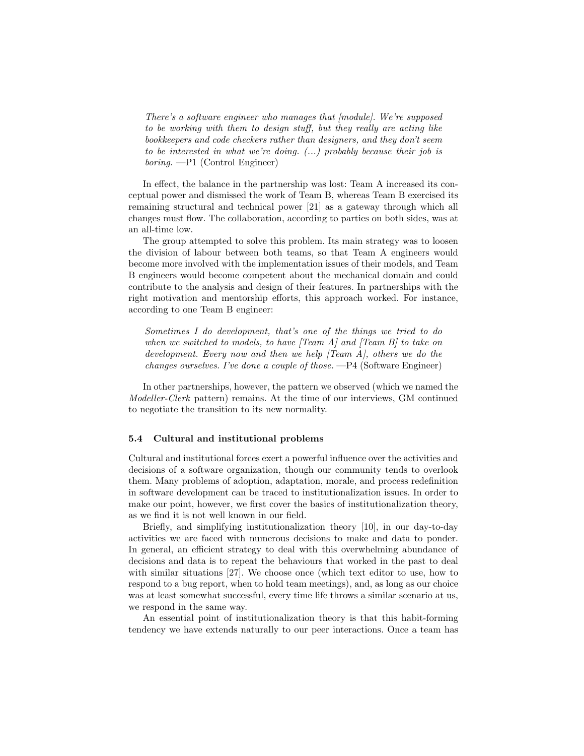> *There's a software engineer who manages that [module]. We're supposed to be working with them to design stuff, but they really are acting like bookkeepers and code checkers rather than designers, and they don't seem to be interested in what we're doing. (...) probably because their job is boring.* —P1 (Control Engineer)

In effect, the balance in the partnership was lost: Team A increased its conceptual power and dismissed the work of Team B, whereas Team B exercised its remaining structural and technical power [21] as a gateway through which all changes must flow. The collaboration, according to parties on both sides, was at an all-time low.

The group attempted to solve this problem. Its main strategy was to loosen the division of labour between both teams, so that Team A engineers would become more involved with the implementation issues of their models, and Team B engineers would become competent about the mechanical domain and could contribute to the analysis and design of their features. In partnerships with the right motivation and mentorship efforts, this approach worked. For instance, according to one Team B engineer:

> *Sometimes I do development, that's one of the things we tried to do when we switched to models, to have [Team A] and [Team B] to take on development. Every now and then we help [Team A], others we do the changes ourselves. I've done a couple of those.* —P4 (Software Engineer)

In other partnerships, however, the pattern we observed (which we named the *Modeller-Clerk* pattern) remains. At the time of our interviews, GM continued to negotiate the transition to its new normality.

### 5.4 Cultural and institutional problems

Cultural and institutional forces exert a powerful influence over the activities and decisions of a software organization, though our community tends to overlook them. Many problems of adoption, adaptation, morale, and process redefinition in software development can be traced to institutionalization issues. In order to make our point, however, we first cover the basics of institutionalization theory, as we find it is not well known in our field.

Briefly, and simplifying institutionalization theory [10], in our day-to-day activities we are faced with numerous decisions to make and data to ponder. In general, an efficient strategy to deal with this overwhelming abundance of decisions and data is to repeat the behaviours that worked in the past to deal with similar situations [27]. We choose once (which text editor to use, how to respond to a bug report, when to hold team meetings), and, as long as our choice was at least somewhat successful, every time life throws a similar scenario at us, we respond in the same way.

An essential point of institutionalization theory is that this habit-forming tendency we have extends naturally to our peer interactions. Once a team has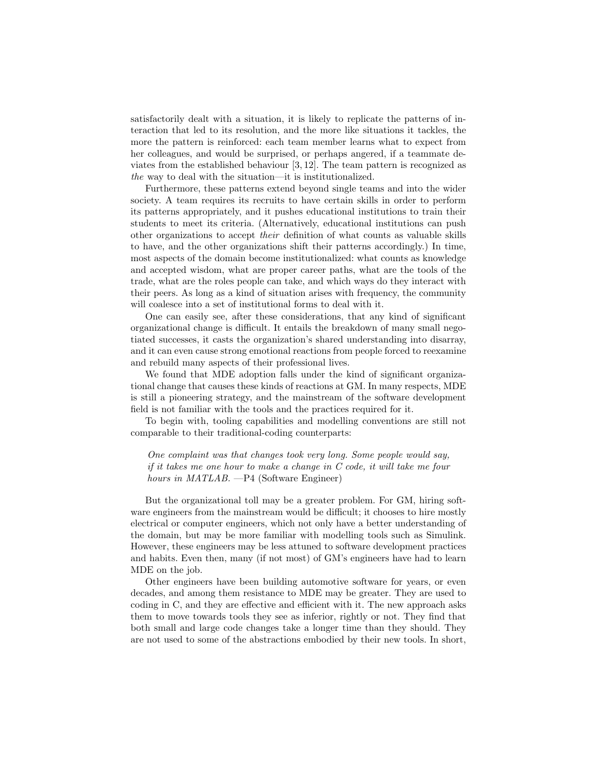satisfactorily dealt with a situation, it is likely to replicate the patterns of interaction that led to its resolution, and the more like situations it tackles, the more the pattern is reinforced: each team member learns what to expect from her colleagues, and would be surprised, or perhaps angered, if a teammate deviates from the established behaviour [3, 12]. The team pattern is recognized as *the* way to deal with the situation—it is institutionalized.

Furthermore, these patterns extend beyond single teams and into the wider society. A team requires its recruits to have certain skills in order to perform its patterns appropriately, and it pushes educational institutions to train their students to meet its criteria. (Alternatively, educational institutions can push other organizations to accept *their* definition of what counts as valuable skills to have, and the other organizations shift their patterns accordingly.) In time, most aspects of the domain become institutionalized: what counts as knowledge and accepted wisdom, what are proper career paths, what are the tools of the trade, what are the roles people can take, and which ways do they interact with their peers. As long as a kind of situation arises with frequency, the community will coalesce into a set of institutional forms to deal with it.

One can easily see, after these considerations, that any kind of significant organizational change is difficult. It entails the breakdown of many small negotiated successes, it casts the organization's shared understanding into disarray, and it can even cause strong emotional reactions from people forced to reexamine and rebuild many aspects of their professional lives.

We found that MDE adoption falls under the kind of significant organizational change that causes these kinds of reactions at GM. In many respects, MDE is still a pioneering strategy, and the mainstream of the software development field is not familiar with the tools and the practices required for it.

To begin with, tooling capabilities and modelling conventions are still not comparable to their traditional-coding counterparts:

> *One complaint was that changes took very long. Some people would say, if it takes me one hour to make a change in C code, it will take me four hours in MATLAB.* —P4 (Software Engineer)

But the organizational toll may be a greater problem. For GM, hiring software engineers from the mainstream would be difficult; it chooses to hire mostly electrical or computer engineers, which not only have a better understanding of the domain, but may be more familiar with modelling tools such as Simulink. However, these engineers may be less attuned to software development practices and habits. Even then, many (if not most) of GM's engineers have had to learn MDE on the job.

Other engineers have been building automotive software for years, or even decades, and among them resistance to MDE may be greater. They are used to coding in C, and they are effective and efficient with it. The new approach asks them to move towards tools they see as inferior, rightly or not. They find that both small and large code changes take a longer time than they should. They are not used to some of the abstractions embodied by their new tools. In short,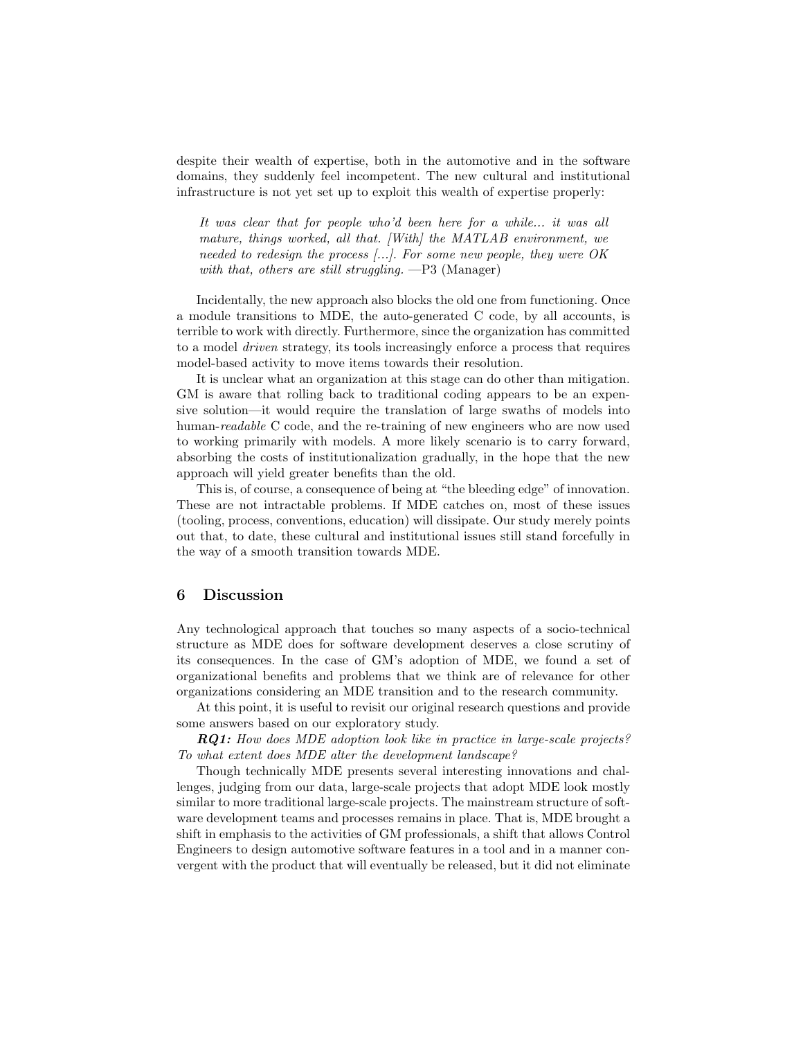despite their wealth of expertise, both in the automotive and in the software domains, they suddenly feel incompetent. The new cultural and institutional infrastructure is not yet set up to exploit this wealth of expertise properly:

> *It was clear that for people who'd been here for a while... it was all mature, things worked, all that. [With] the MATLAB environment, we needed to redesign the process [...]. For some new people, they were OK with that, others are still struggling.* —P3 (Manager)

Incidentally, the new approach also blocks the old one from functioning. Once a module transitions to MDE, the auto-generated C code, by all accounts, is terrible to work with directly. Furthermore, since the organization has committed to a model *driven* strategy, its tools increasingly enforce a process that requires model-based activity to move items towards their resolution.

It is unclear what an organization at this stage can do other than mitigation. GM is aware that rolling back to traditional coding appears to be an expensive solution—it would require the translation of large swaths of models into human-*readable* C code, and the re-training of new engineers who are now used to working primarily with models. A more likely scenario is to carry forward, absorbing the costs of institutionalization gradually, in the hope that the new approach will yield greater benefits than the old.

This is, of course, a consequence of being at "the bleeding edge" of innovation. These are not intractable problems. If MDE catches on, most of these issues (tooling, process, conventions, education) will dissipate. Our study merely points out that, to date, these cultural and institutional issues still stand forcefully in the way of a smooth transition towards MDE.

## 6 Discussion

Any technological approach that touches so many aspects of a socio-technical structure as MDE does for software development deserves a close scrutiny of its consequences. In the case of GM's adoption of MDE, we found a set of organizational benefits and problems that we think are of relevance for other organizations considering an MDE transition and to the research community.

At this point, it is useful to revisit our original research questions and provide some answers based on our exploratory study.

***RQ1:*** *How does MDE adoption look like in practice in large-scale projects? To what extent does MDE alter the development landscape?*

Though technically MDE presents several interesting innovations and challenges, judging from our data, large-scale projects that adopt MDE look mostly similar to more traditional large-scale projects. The mainstream structure of software development teams and processes remains in place. That is, MDE brought a shift in emphasis to the activities of GM professionals, a shift that allows Control Engineers to design automotive software features in a tool and in a manner convergent with the product that will eventually be released, but it did not eliminate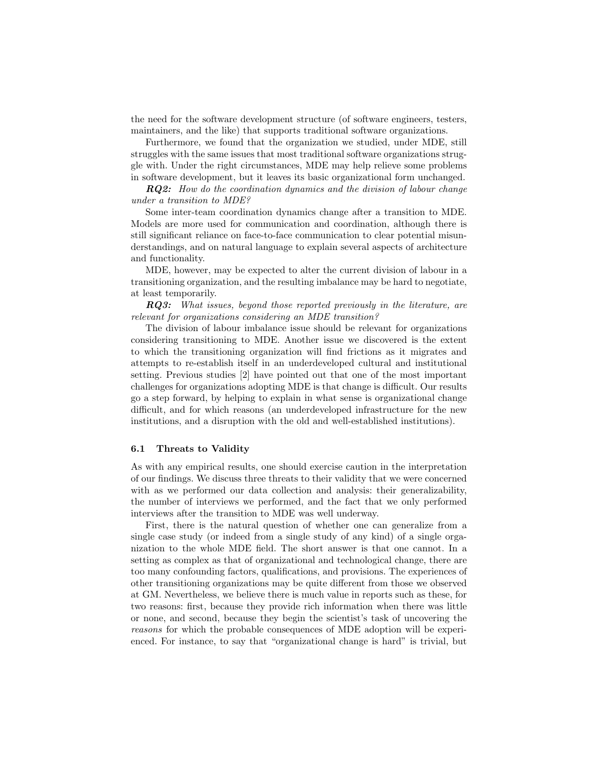the need for the software development structure (of software engineers, testers, maintainers, and the like) that supports traditional software organizations.

Furthermore, we found that the organization we studied, under MDE, still struggles with the same issues that most traditional software organizations struggle with. Under the right circumstances, MDE may help relieve some problems in software development, but it leaves its basic organizational form unchanged.

***RQ2:*** *How do the coordination dynamics and the division of labour change under a transition to MDE?*

Some inter-team coordination dynamics change after a transition to MDE. Models are more used for communication and coordination, although there is still significant reliance on face-to-face communication to clear potential misunderstandings, and on natural language to explain several aspects of architecture and functionality.

MDE, however, may be expected to alter the current division of labour in a transitioning organization, and the resulting imbalance may be hard to negotiate, at least temporarily.

***RQ3:*** *What issues, beyond those reported previously in the literature, are relevant for organizations considering an MDE transition?*

The division of labour imbalance issue should be relevant for organizations considering transitioning to MDE. Another issue we discovered is the extent to which the transitioning organization will find frictions as it migrates and attempts to re-establish itself in an underdeveloped cultural and institutional setting. Previous studies [2] have pointed out that one of the most important challenges for organizations adopting MDE is that change is difficult. Our results go a step forward, by helping to explain in what sense is organizational change difficult, and for which reasons (an underdeveloped infrastructure for the new institutions, and a disruption with the old and well-established institutions).

### 6.1 Threats to Validity

As with any empirical results, one should exercise caution in the interpretation of our findings. We discuss three threats to their validity that we were concerned with as we performed our data collection and analysis: their generalizability, the number of interviews we performed, and the fact that we only performed interviews after the transition to MDE was well underway.

First, there is the natural question of whether one can generalize from a single case study (or indeed from a single study of any kind) of a single organization to the whole MDE field. The short answer is that one cannot. In a setting as complex as that of organizational and technological change, there are too many confounding factors, qualifications, and provisions. The experiences of other transitioning organizations may be quite different from those we observed at GM. Nevertheless, we believe there is much value in reports such as these, for two reasons: first, because they provide rich information when there was little or none, and second, because they begin the scientist's task of uncovering the *reasons* for which the probable consequences of MDE adoption will be experienced. For instance, to say that "organizational change is hard" is trivial, but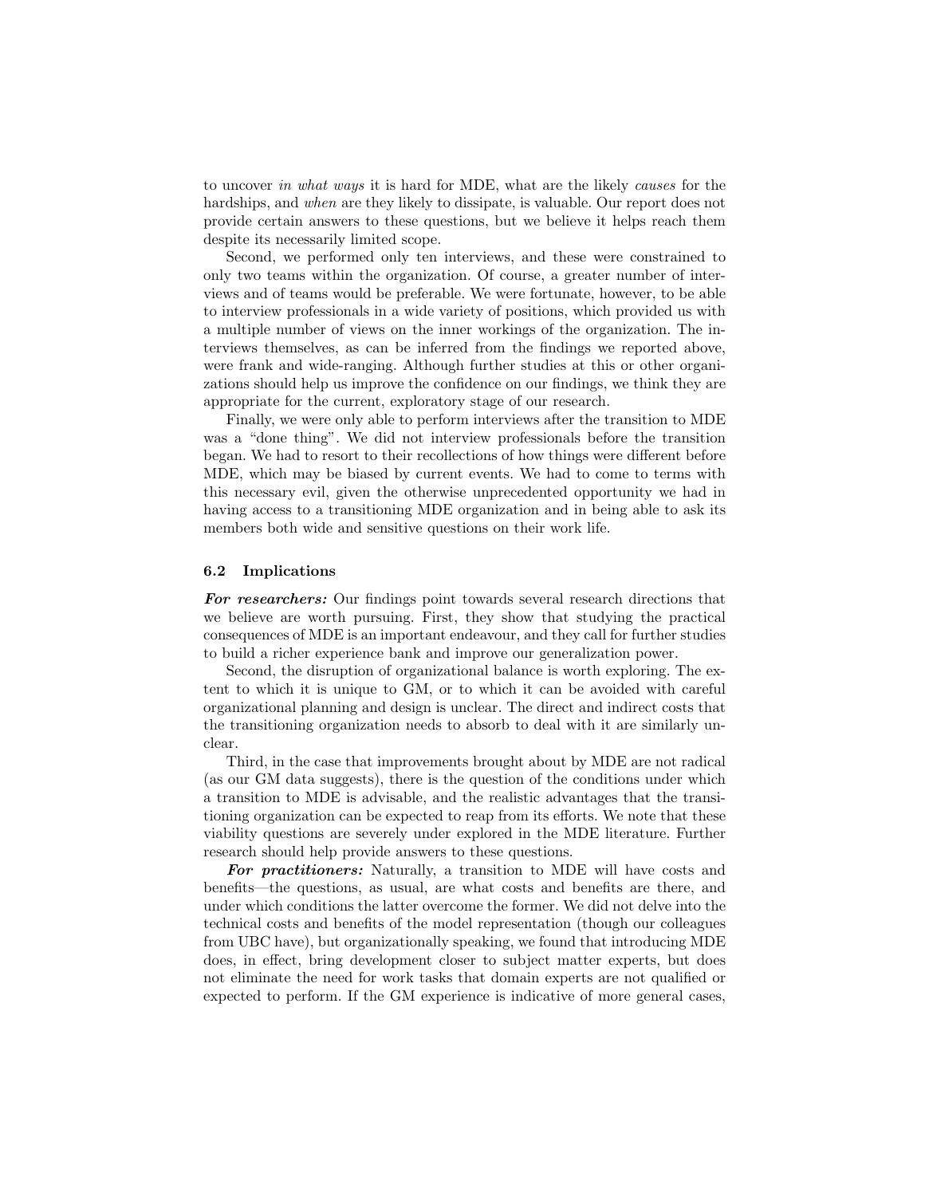to uncover *in what ways* it is hard for MDE, what are the likely *causes* for the hardships, and *when* are they likely to dissipate, is valuable. Our report does not provide certain answers to these questions, but we believe it helps reach them despite its necessarily limited scope.

Second, we performed only ten interviews, and these were constrained to only two teams within the organization. Of course, a greater number of interviews and of teams would be preferable. We were fortunate, however, to be able to interview professionals in a wide variety of positions, which provided us with a multiple number of views on the inner workings of the organization. The interviews themselves, as can be inferred from the findings we reported above, were frank and wide-ranging. Although further studies at this or other organizations should help us improve the confidence on our findings, we think they are appropriate for the current, exploratory stage of our research.

Finally, we were only able to perform interviews after the transition to MDE was a "done thing". We did not interview professionals before the transition began. We had to resort to their recollections of how things were different before MDE, which may be biased by current events. We had to come to terms with this necessary evil, given the otherwise unprecedented opportunity we had in having access to a transitioning MDE organization and in being able to ask its members both wide and sensitive questions on their work life.

### 6.2 Implications

***For researchers:*** Our findings point towards several research directions that we believe are worth pursuing. First, they show that studying the practical consequences of MDE is an important endeavour, and they call for further studies to build a richer experience bank and improve our generalization power.

Second, the disruption of organizational balance is worth exploring. The extent to which it is unique to GM, or to which it can be avoided with careful organizational planning and design is unclear. The direct and indirect costs that the transitioning organization needs to absorb to deal with it are similarly unclear.

Third, in the case that improvements brought about by MDE are not radical (as our GM data suggests), there is the question of the conditions under which a transition to MDE is advisable, and the realistic advantages that the transitioning organization can be expected to reap from its efforts. We note that these viability questions are severely under explored in the MDE literature. Further research should help provide answers to these questions.

***For practitioners:*** Naturally, a transition to MDE will have costs and benefits—the questions, as usual, are what costs and benefits are there, and under which conditions the latter overcome the former. We did not delve into the technical costs and benefits of the model representation (though our colleagues from UBC have), but organizationally speaking, we found that introducing MDE does, in effect, bring development closer to subject matter experts, but does not eliminate the need for work tasks that domain experts are not qualified or expected to perform. If the GM experience is indicative of more general cases,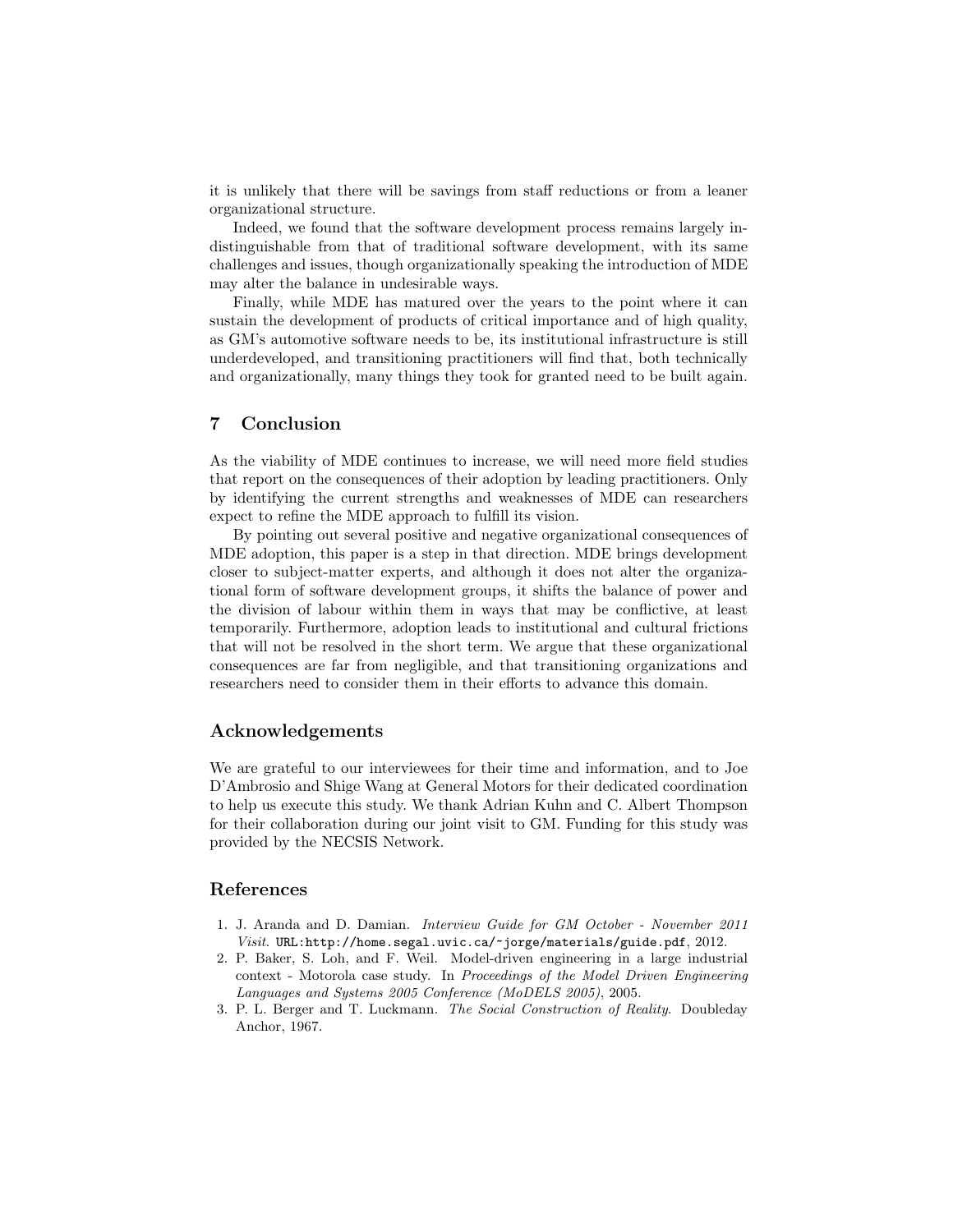it is unlikely that there will be savings from staff reductions or from a leaner organizational structure.

Indeed, we found that the software development process remains largely indistinguishable from that of traditional software development, with its same challenges and issues, though organizationally speaking the introduction of MDE may alter the balance in undesirable ways.

Finally, while MDE has matured over the years to the point where it can sustain the development of products of critical importance and of high quality, as GM's automotive software needs to be, its institutional infrastructure is still underdeveloped, and transitioning practitioners will find that, both technically and organizationally, many things they took for granted need to be built again.

## 7 Conclusion

As the viability of MDE continues to increase, we will need more field studies that report on the consequences of their adoption by leading practitioners. Only by identifying the current strengths and weaknesses of MDE can researchers expect to refine the MDE approach to fulfill its vision.

By pointing out several positive and negative organizational consequences of MDE adoption, this paper is a step in that direction. MDE brings development closer to subject-matter experts, and although it does not alter the organizational form of software development groups, it shifts the balance of power and the division of labour within them in ways that may be conflictive, at least temporarily. Furthermore, adoption leads to institutional and cultural frictions that will not be resolved in the short term. We argue that these organizational consequences are far from negligible, and that transitioning organizations and researchers need to consider them in their efforts to advance this domain.

## Acknowledgements

We are grateful to our interviewees for their time and information, and to Joe D'Ambrosio and Shige Wang at General Motors for their dedicated coordination to help us execute this study. We thank Adrian Kuhn and C. Albert Thompson for their collaboration during our joint visit to GM. Funding for this study was provided by the NECSIS Network.

## References

1. J. Aranda and D. Damian. *Interview Guide for GM October - November 2011 Visit.* URL:`http://home.segal.uvic.ca/~jorge/materials/guide.pdf`, 2012.
2. P. Baker, S. Loh, and F. Weil. Model-driven engineering in a large industrial context - Motorola case study. In *Proceedings of the Model Driven Engineering Languages and Systems 2005 Conference (MoDELS 2005)*, 2005.
3. P. L. Berger and T. Luckmann. *The Social Construction of Reality.* Doubleday Anchor, 1967.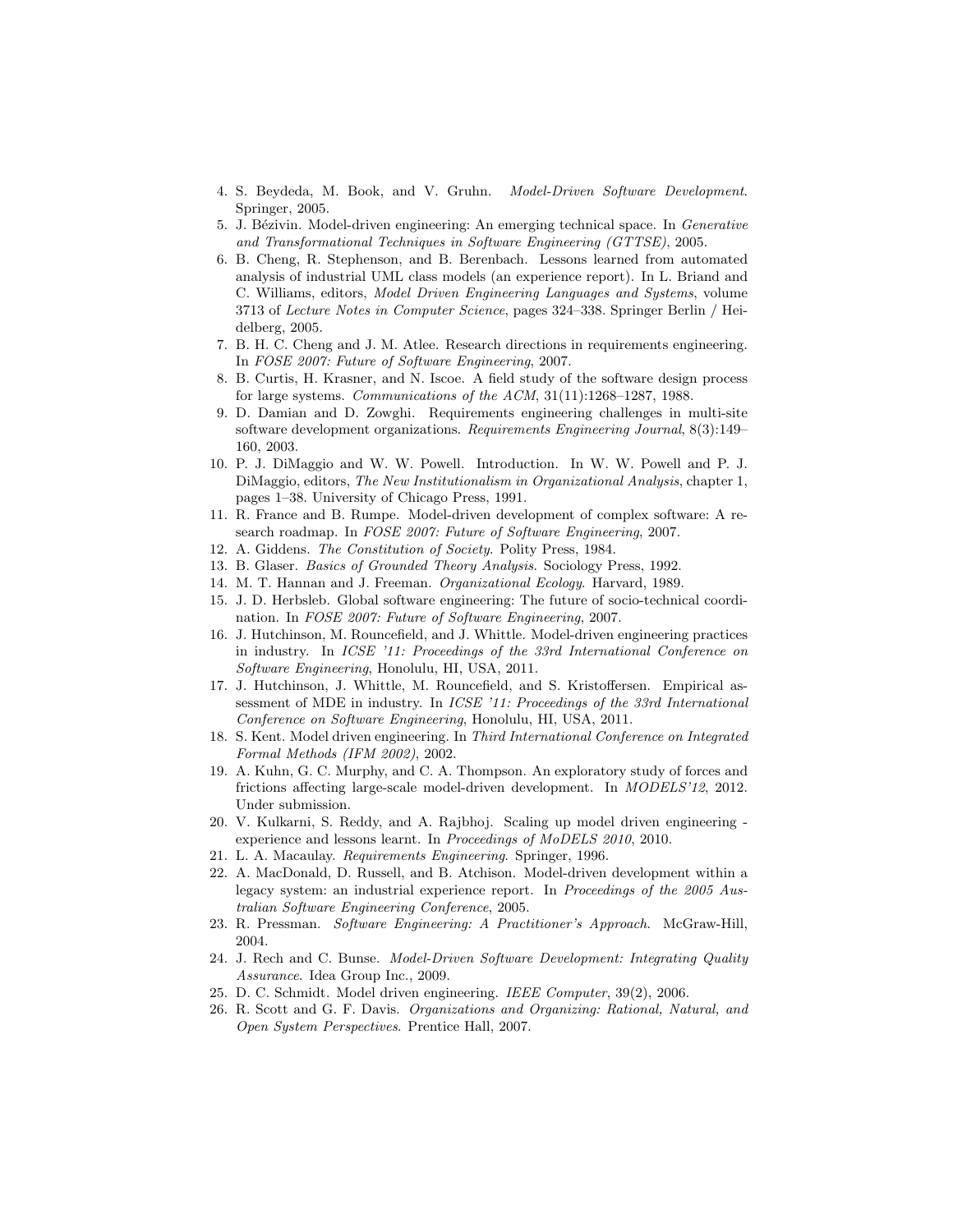4. S. Beydeda, M. Book, and V. Gruhn. *Model-Driven Software Development*. Springer, 2005.
5. J. Bézivin. Model-driven engineering: An emerging technical space. In *Generative and Transformational Techniques in Software Engineering (GTTSE)*, 2005.
6. B. Cheng, R. Stephenson, and B. Berenbach. Lessons learned from automated analysis of industrial UML class models (an experience report). In L. Briand and C. Williams, editors, *Model Driven Engineering Languages and Systems*, volume 3713 of *Lecture Notes in Computer Science*, pages 324–338. Springer Berlin / Heidelberg, 2005.
7. B. H. C. Cheng and J. M. Atlee. Research directions in requirements engineering. In *FOSE 2007: Future of Software Engineering*, 2007.
8. B. Curtis, H. Krasner, and N. Iscoe. A field study of the software design process for large systems. *Communications of the ACM*, 31(11):1268–1287, 1988.
9. D. Damian and D. Zowghi. Requirements engineering challenges in multi-site software development organizations. *Requirements Engineering Journal*, 8(3):149–160, 2003.
10. P. J. DiMaggio and W. W. Powell. Introduction. In W. W. Powell and P. J. DiMaggio, editors, *The New Institutionalism in Organizational Analysis*, chapter 1, pages 1–38. University of Chicago Press, 1991.
11. R. France and B. Rumpe. Model-driven development of complex software: A research roadmap. In *FOSE 2007: Future of Software Engineering*, 2007.
12. A. Giddens. *The Constitution of Society*. Polity Press, 1984.
13. B. Glaser. *Basics of Grounded Theory Analysis*. Sociology Press, 1992.
14. M. T. Hannan and J. Freeman. *Organizational Ecology*. Harvard, 1989.
15. J. D. Herbsleb. Global software engineering: The future of socio-technical coordination. In *FOSE 2007: Future of Software Engineering*, 2007.
16. J. Hutchinson, M. Rouncefield, and J. Whittle. Model-driven engineering practices in industry. In *ICSE '11: Proceedings of the 33rd International Conference on Software Engineering*, Honolulu, HI, USA, 2011.
17. J. Hutchinson, J. Whittle, M. Rouncefield, and S. Kristoffersen. Empirical assessment of MDE in industry. In *ICSE '11: Proceedings of the 33rd International Conference on Software Engineering*, Honolulu, HI, USA, 2011.
18. S. Kent. Model driven engineering. In *Third International Conference on Integrated Formal Methods (IFM 2002)*, 2002.
19. A. Kuhn, G. C. Murphy, and C. A. Thompson. An exploratory study of forces and frictions affecting large-scale model-driven development. In *MODELS'12*, 2012. Under submission.
20. V. Kulkarni, S. Reddy, and A. Rajbhoj. Scaling up model driven engineering - experience and lessons learnt. In *Proceedings of MoDELS 2010*, 2010.
21. L. A. Macaulay. *Requirements Engineering*. Springer, 1996.
22. A. MacDonald, D. Russell, and B. Atchison. Model-driven development within a legacy system: an industrial experience report. In *Proceedings of the 2005 Australian Software Engineering Conference*, 2005.
23. R. Pressman. *Software Engineering: A Practitioner's Approach*. McGraw-Hill, 2004.
24. J. Rech and C. Bunse. *Model-Driven Software Development: Integrating Quality Assurance*. Idea Group Inc., 2009.
25. D. C. Schmidt. Model driven engineering. *IEEE Computer*, 39(2), 2006.
26. R. Scott and G. F. Davis. *Organizations and Organizing: Rational, Natural, and Open System Perspectives*. Prentice Hall, 2007.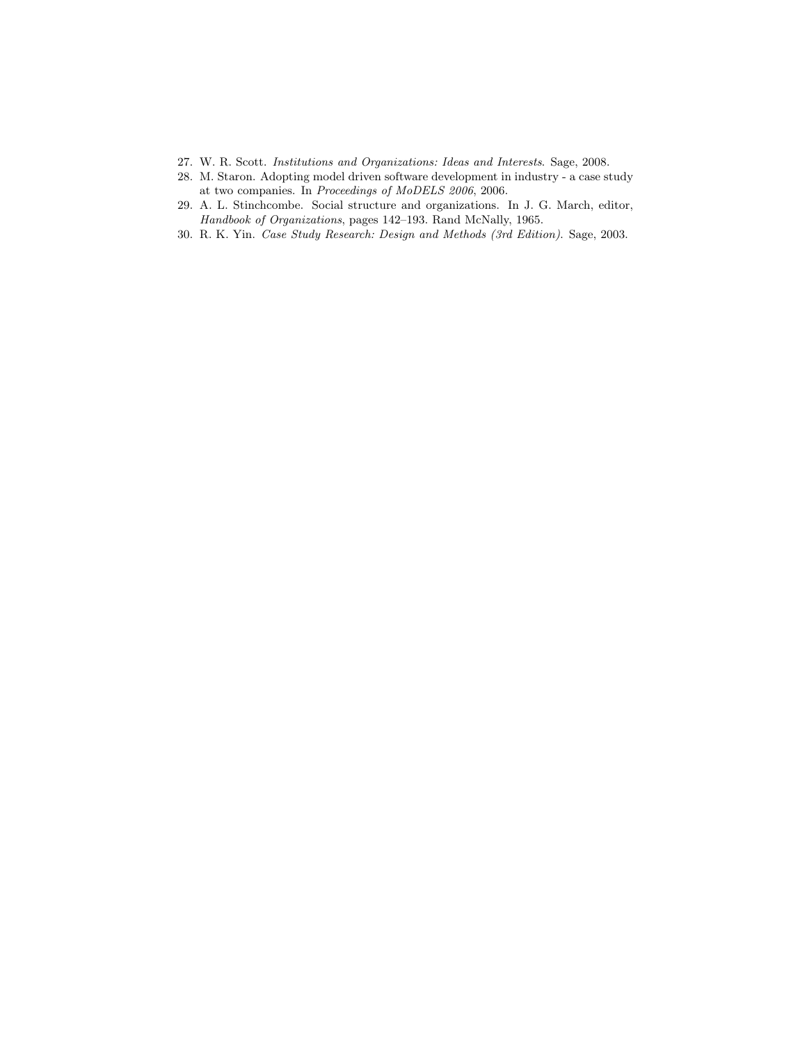27. W. R. Scott. *Institutions and Organizations: Ideas and Interests*. Sage, 2008.
28. M. Staron. Adopting model driven software development in industry - a case study at two companies. In *Proceedings of MoDELS 2006*, 2006.
29. A. L. Stinchcombe. Social structure and organizations. In J. G. March, editor, *Handbook of Organizations*, pages 142–193. Rand McNally, 1965.
30. R. K. Yin. *Case Study Research: Design and Methods (3rd Edition)*. Sage, 2003.